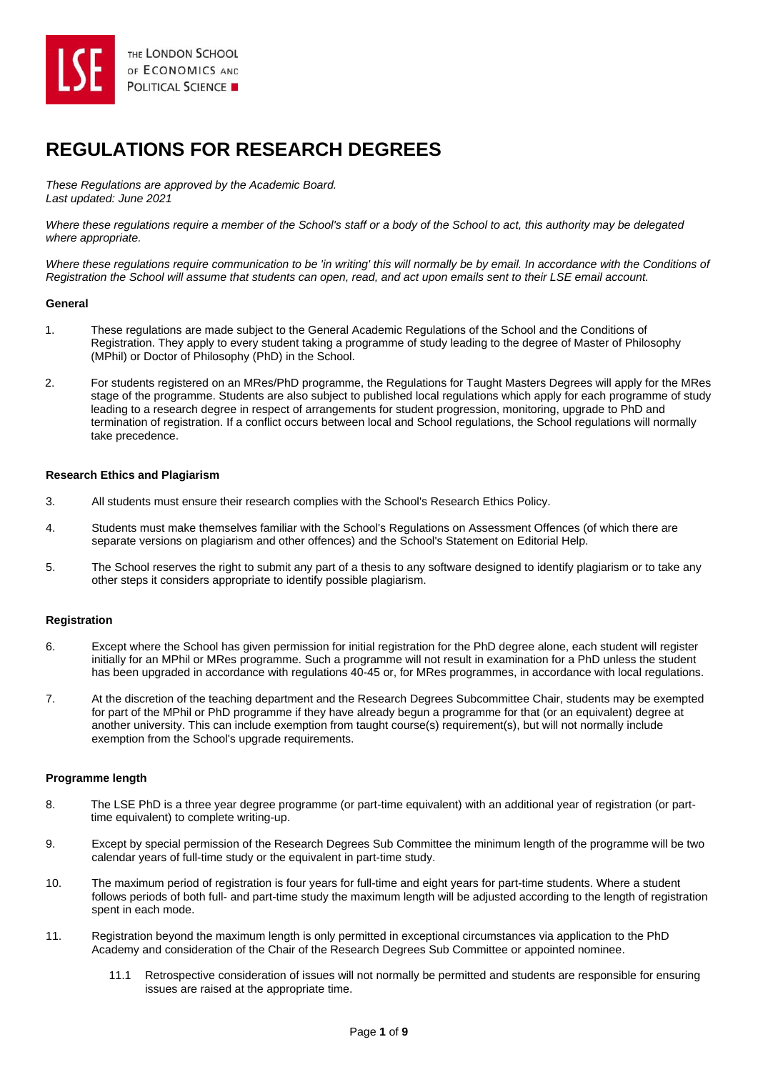# REGULATIONS FOR RESEARCH DEGREES

*These Regulations are approved by the Academic Board.*
*Last updated: June 2021*

*Where these regulations require a member of the School's staff or a body of the School to act, this authority may be delegated where appropriate.*

*Where these regulations require communication to be 'in writing' this will normally be by email. In accordance with the Conditions of Registration the School will assume that students can open, read, and act upon emails sent to their LSE email account.*

### General

1. These regulations are made subject to the General Academic Regulations of the School and the Conditions of Registration. They apply to every student taking a programme of study leading to the degree of Master of Philosophy (MPhil) or Doctor of Philosophy (PhD) in the School.

2. For students registered on an MRes/PhD programme, the Regulations for Taught Masters Degrees will apply for the MRes stage of the programme. Students are also subject to published local regulations which apply for each programme of study leading to a research degree in respect of arrangements for student progression, monitoring, upgrade to PhD and termination of registration. If a conflict occurs between local and School regulations, the School regulations will normally take precedence.

### Research Ethics and Plagiarism

3. All students must ensure their research complies with the School's Research Ethics Policy.

4. Students must make themselves familiar with the School's Regulations on Assessment Offences (of which there are separate versions on plagiarism and other offences) and the School's Statement on Editorial Help.

5. The School reserves the right to submit any part of a thesis to any software designed to identify plagiarism or to take any other steps it considers appropriate to identify possible plagiarism.

### Registration

6. Except where the School has given permission for initial registration for the PhD degree alone, each student will register initially for an MPhil or MRes programme. Such a programme will not result in examination for a PhD unless the student has been upgraded in accordance with regulations 40-45 or, for MRes programmes, in accordance with local regulations.

7. At the discretion of the teaching department and the Research Degrees Subcommittee Chair, students may be exempted for part of the MPhil or PhD programme if they have already begun a programme for that (or an equivalent) degree at another university. This can include exemption from taught course(s) requirement(s), but will not normally include exemption from the School's upgrade requirements.

### Programme length

8. The LSE PhD is a three year degree programme (or part-time equivalent) with an additional year of registration (or part-time equivalent) to complete writing-up.

9. Except by special permission of the Research Degrees Sub Committee the minimum length of the programme will be two calendar years of full-time study or the equivalent in part-time study.

10. The maximum period of registration is four years for full-time and eight years for part-time students. Where a student follows periods of both full- and part-time study the maximum length will be adjusted according to the length of registration spent in each mode.

11. Registration beyond the maximum length is only permitted in exceptional circumstances via application to the PhD Academy and consideration of the Chair of the Research Degrees Sub Committee or appointed nominee.

    11.1 Retrospective consideration of issues will not normally be permitted and students are responsible for ensuring issues are raised at the appropriate time.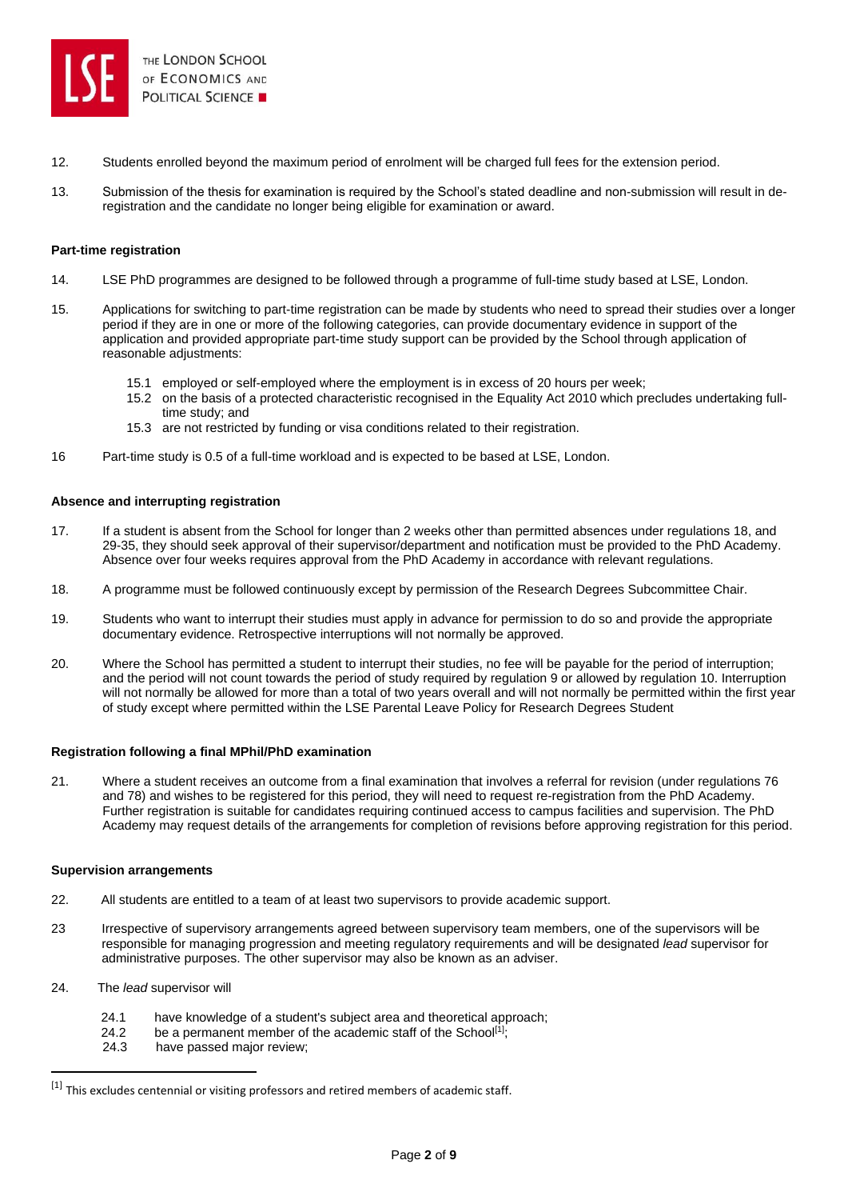12. Students enrolled beyond the maximum period of enrolment will be charged full fees for the extension period.

13. Submission of the thesis for examination is required by the School's stated deadline and non-submission will result in de-registration and the candidate no longer being eligible for examination or award.

**Part-time registration**

14. LSE PhD programmes are designed to be followed through a programme of full-time study based at LSE, London.

15. Applications for switching to part-time registration can be made by students who need to spread their studies over a longer period if they are in one or more of the following categories, can provide documentary evidence in support of the application and provided appropriate part-time study support can be provided by the School through application of reasonable adjustments:

    15.1 employed or self-employed where the employment is in excess of 20 hours per week;
    15.2 on the basis of a protected characteristic recognised in the Equality Act 2010 which precludes undertaking full-time study; and
    15.3 are not restricted by funding or visa conditions related to their registration.

16 Part-time study is 0.5 of a full-time workload and is expected to be based at LSE, London.

**Absence and interrupting registration**

17. If a student is absent from the School for longer than 2 weeks other than permitted absences under regulations 18, and 29-35, they should seek approval of their supervisor/department and notification must be provided to the PhD Academy. Absence over four weeks requires approval from the PhD Academy in accordance with relevant regulations.

18. A programme must be followed continuously except by permission of the Research Degrees Subcommittee Chair.

19. Students who want to interrupt their studies must apply in advance for permission to do so and provide the appropriate documentary evidence. Retrospective interruptions will not normally be approved.

20. Where the School has permitted a student to interrupt their studies, no fee will be payable for the period of interruption; and the period will not count towards the period of study required by regulation 9 or allowed by regulation 10. Interruption will not normally be allowed for more than a total of two years overall and will not normally be permitted within the first year of study except where permitted within the LSE Parental Leave Policy for Research Degrees Student

**Registration following a final MPhil/PhD examination**

21. Where a student receives an outcome from a final examination that involves a referral for revision (under regulations 76 and 78) and wishes to be registered for this period, they will need to request re-registration from the PhD Academy. Further registration is suitable for candidates requiring continued access to campus facilities and supervision. The PhD Academy may request details of the arrangements for completion of revisions before approving registration for this period.

**Supervision arrangements**

22. All students are entitled to a team of at least two supervisors to provide academic support.

23 Irrespective of supervisory arrangements agreed between supervisory team members, one of the supervisors will be responsible for managing progression and meeting regulatory requirements and will be designated *lead* supervisor for administrative purposes. The other supervisor may also be known as an adviser.

24. The *lead* supervisor will

    24.1 have knowledge of a student's subject area and theoretical approach;
    24.2 be a permanent member of the academic staff of the School[1];
    24.3 have passed major review;

[1] This excludes centennial or visiting professors and retired members of academic staff.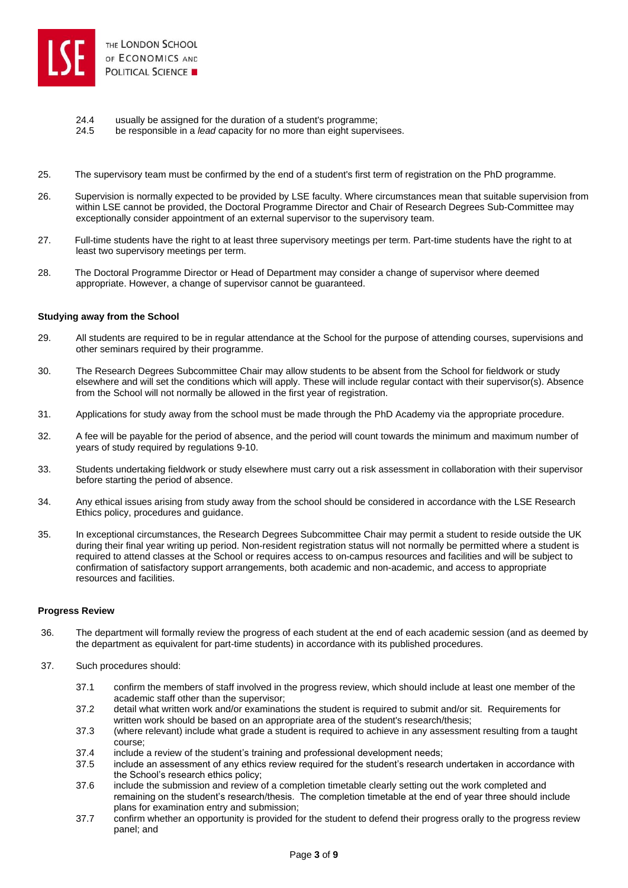24.4 usually be assigned for the duration of a student's programme;
24.5 be responsible in a *lead* capacity for no more than eight supervisees.

25. The supervisory team must be confirmed by the end of a student's first term of registration on the PhD programme.

26. Supervision is normally expected to be provided by LSE faculty. Where circumstances mean that suitable supervision from within LSE cannot be provided, the Doctoral Programme Director and Chair of Research Degrees Sub-Committee may exceptionally consider appointment of an external supervisor to the supervisory team.

27. Full-time students have the right to at least three supervisory meetings per term. Part-time students have the right to at least two supervisory meetings per term.

28. The Doctoral Programme Director or Head of Department may consider a change of supervisor where deemed appropriate. However, a change of supervisor cannot be guaranteed.

**Studying away from the School**

29. All students are required to be in regular attendance at the School for the purpose of attending courses, supervisions and other seminars required by their programme.

30. The Research Degrees Subcommittee Chair may allow students to be absent from the School for fieldwork or study elsewhere and will set the conditions which will apply. These will include regular contact with their supervisor(s). Absence from the School will not normally be allowed in the first year of registration.

31. Applications for study away from the school must be made through the PhD Academy via the appropriate procedure.

32. A fee will be payable for the period of absence, and the period will count towards the minimum and maximum number of years of study required by regulations 9-10.

33. Students undertaking fieldwork or study elsewhere must carry out a risk assessment in collaboration with their supervisor before starting the period of absence.

34. Any ethical issues arising from study away from the school should be considered in accordance with the LSE Research Ethics policy, procedures and guidance.

35. In exceptional circumstances, the Research Degrees Subcommittee Chair may permit a student to reside outside the UK during their final year writing up period. Non-resident registration status will not normally be permitted where a student is required to attend classes at the School or requires access to on-campus resources and facilities and will be subject to confirmation of satisfactory support arrangements, both academic and non-academic, and access to appropriate resources and facilities.

**Progress Review**

36. The department will formally review the progress of each student at the end of each academic session (and as deemed by the department as equivalent for part-time students) in accordance with its published procedures.

37. Such procedures should:

37.1 confirm the members of staff involved in the progress review, which should include at least one member of the academic staff other than the supervisor;
37.2 detail what written work and/or examinations the student is required to submit and/or sit. Requirements for written work should be based on an appropriate area of the student's research/thesis;
37.3 (where relevant) include what grade a student is required to achieve in any assessment resulting from a taught course;
37.4 include a review of the student's training and professional development needs;
37.5 include an assessment of any ethics review required for the student's research undertaken in accordance with the School's research ethics policy;
37.6 include the submission and review of a completion timetable clearly setting out the work completed and remaining on the student's research/thesis. The completion timetable at the end of year three should include plans for examination entry and submission;
37.7 confirm whether an opportunity is provided for the student to defend their progress orally to the progress review panel; and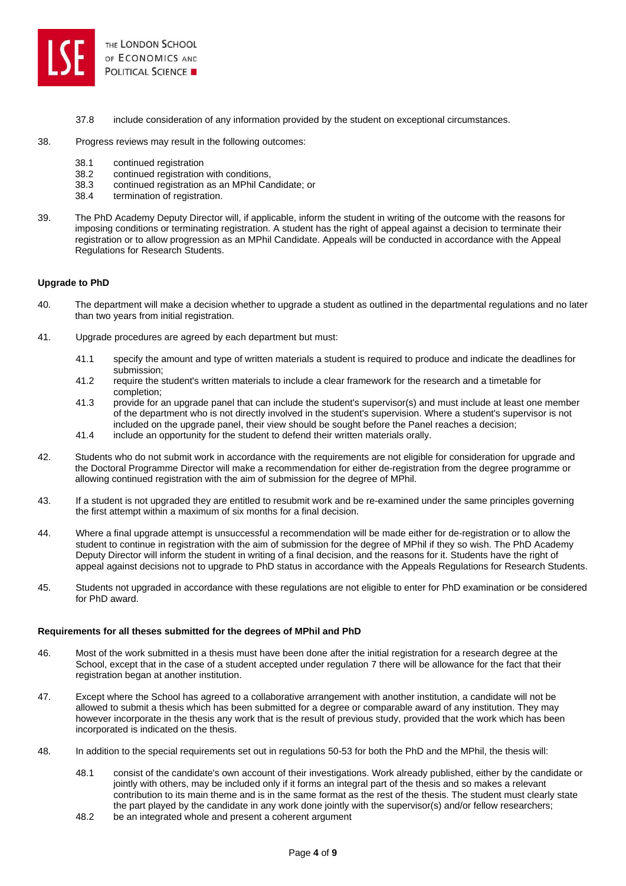37.8 include consideration of any information provided by the student on exceptional circumstances.

38. Progress reviews may result in the following outcomes:

38.1 continued registration
38.2 continued registration with conditions,
38.3 continued registration as an MPhil Candidate; or
38.4 termination of registration.

39. The PhD Academy Deputy Director will, if applicable, inform the student in writing of the outcome with the reasons for imposing conditions or terminating registration. A student has the right of appeal against a decision to terminate their registration or to allow progression as an MPhil Candidate. Appeals will be conducted in accordance with the Appeal Regulations for Research Students.

**Upgrade to PhD**

40. The department will make a decision whether to upgrade a student as outlined in the departmental regulations and no later than two years from initial registration.

41. Upgrade procedures are agreed by each department but must:

41.1 specify the amount and type of written materials a student is required to produce and indicate the deadlines for submission;
41.2 require the student's written materials to include a clear framework for the research and a timetable for completion;
41.3 provide for an upgrade panel that can include the student's supervisor(s) and must include at least one member of the department who is not directly involved in the student's supervision. Where a student's supervisor is not included on the upgrade panel, their view should be sought before the Panel reaches a decision;
41.4 include an opportunity for the student to defend their written materials orally.

42. Students who do not submit work in accordance with the requirements are not eligible for consideration for upgrade and the Doctoral Programme Director will make a recommendation for either de-registration from the degree programme or allowing continued registration with the aim of submission for the degree of MPhil.

43. If a student is not upgraded they are entitled to resubmit work and be re-examined under the same principles governing the first attempt within a maximum of six months for a final decision.

44. Where a final upgrade attempt is unsuccessful a recommendation will be made either for de-registration or to allow the student to continue in registration with the aim of submission for the degree of MPhil if they so wish. The PhD Academy Deputy Director will inform the student in writing of a final decision, and the reasons for it. Students have the right of appeal against decisions not to upgrade to PhD status in accordance with the Appeals Regulations for Research Students.

45. Students not upgraded in accordance with these regulations are not eligible to enter for PhD examination or be considered for PhD award.

**Requirements for all theses submitted for the degrees of MPhil and PhD**

46. Most of the work submitted in a thesis must have been done after the initial registration for a research degree at the School, except that in the case of a student accepted under regulation 7 there will be allowance for the fact that their registration began at another institution.

47. Except where the School has agreed to a collaborative arrangement with another institution, a candidate will not be allowed to submit a thesis which has been submitted for a degree or comparable award of any institution. They may however incorporate in the thesis any work that is the result of previous study, provided that the work which has been incorporated is indicated on the thesis.

48. In addition to the special requirements set out in regulations 50-53 for both the PhD and the MPhil, the thesis will:

48.1 consist of the candidate's own account of their investigations. Work already published, either by the candidate or jointly with others, may be included only if it forms an integral part of the thesis and so makes a relevant contribution to its main theme and is in the same format as the rest of the thesis. The student must clearly state the part played by the candidate in any work done jointly with the supervisor(s) and/or fellow researchers;
48.2 be an integrated whole and present a coherent argument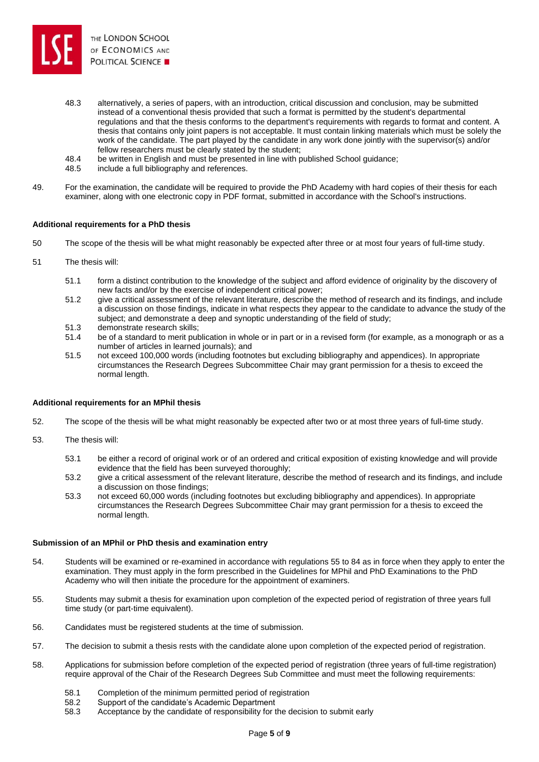48.3 alternatively, a series of papers, with an introduction, critical discussion and conclusion, may be submitted instead of a conventional thesis provided that such a format is permitted by the student's departmental regulations and that the thesis conforms to the department's requirements with regards to format and content. A thesis that contains only joint papers is not acceptable. It must contain linking materials which must be solely the work of the candidate. The part played by the candidate in any work done jointly with the supervisor(s) and/or fellow researchers must be clearly stated by the student;

48.4 be written in English and must be presented in line with published School guidance;

48.5 include a full bibliography and references.

49. For the examination, the candidate will be required to provide the PhD Academy with hard copies of their thesis for each examiner, along with one electronic copy in PDF format, submitted in accordance with the School's instructions.

**Additional requirements for a PhD thesis**

50 The scope of the thesis will be what might reasonably be expected after three or at most four years of full-time study.

51 The thesis will:

51.1 form a distinct contribution to the knowledge of the subject and afford evidence of originality by the discovery of new facts and/or by the exercise of independent critical power;

51.2 give a critical assessment of the relevant literature, describe the method of research and its findings, and include a discussion on those findings, indicate in what respects they appear to the candidate to advance the study of the subject; and demonstrate a deep and synoptic understanding of the field of study;

51.3 demonstrate research skills;

51.4 be of a standard to merit publication in whole or in part or in a revised form (for example, as a monograph or as a number of articles in learned journals); and

51.5 not exceed 100,000 words (including footnotes but excluding bibliography and appendices). In appropriate circumstances the Research Degrees Subcommittee Chair may grant permission for a thesis to exceed the normal length.

**Additional requirements for an MPhil thesis**

52. The scope of the thesis will be what might reasonably be expected after two or at most three years of full-time study.

53. The thesis will:

53.1 be either a record of original work or of an ordered and critical exposition of existing knowledge and will provide evidence that the field has been surveyed thoroughly;

53.2 give a critical assessment of the relevant literature, describe the method of research and its findings, and include a discussion on those findings;

53.3 not exceed 60,000 words (including footnotes but excluding bibliography and appendices). In appropriate circumstances the Research Degrees Subcommittee Chair may grant permission for a thesis to exceed the normal length.

**Submission of an MPhil or PhD thesis and examination entry**

54. Students will be examined or re-examined in accordance with regulations 55 to 84 as in force when they apply to enter the examination. They must apply in the form prescribed in the Guidelines for MPhil and PhD Examinations to the PhD Academy who will then initiate the procedure for the appointment of examiners.

55. Students may submit a thesis for examination upon completion of the expected period of registration of three years full time study (or part-time equivalent).

56. Candidates must be registered students at the time of submission.

57. The decision to submit a thesis rests with the candidate alone upon completion of the expected period of registration.

58. Applications for submission before completion of the expected period of registration (three years of full-time registration) require approval of the Chair of the Research Degrees Sub Committee and must meet the following requirements:

58.1 Completion of the minimum permitted period of registration

58.2 Support of the candidate's Academic Department

58.3 Acceptance by the candidate of responsibility for the decision to submit early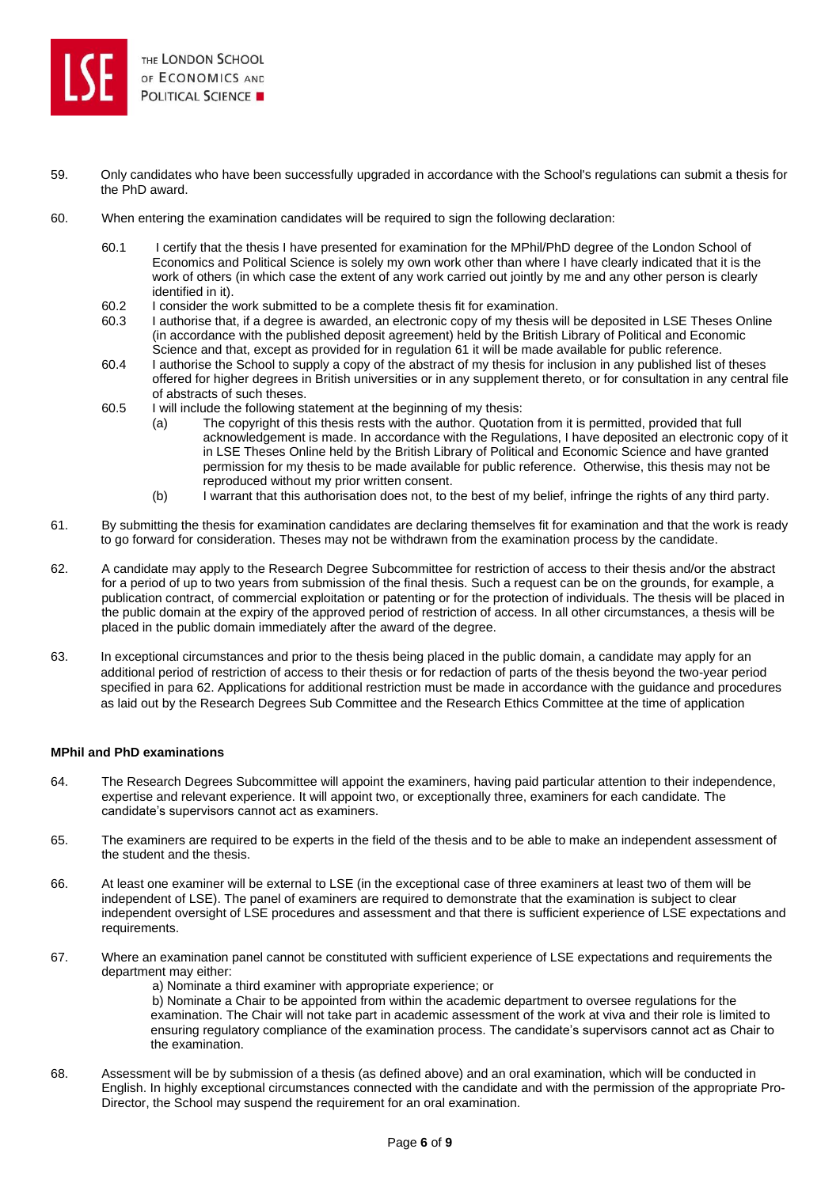59. Only candidates who have been successfully upgraded in accordance with the School's regulations can submit a thesis for the PhD award.

60. When entering the examination candidates will be required to sign the following declaration:

    60.1 I certify that the thesis I have presented for examination for the MPhil/PhD degree of the London School of Economics and Political Science is solely my own work other than where I have clearly indicated that it is the work of others (in which case the extent of any work carried out jointly by me and any other person is clearly identified in it).

    60.2 I consider the work submitted to be a complete thesis fit for examination.

    60.3 I authorise that, if a degree is awarded, an electronic copy of my thesis will be deposited in LSE Theses Online (in accordance with the published deposit agreement) held by the British Library of Political and Economic Science and that, except as provided for in regulation 61 it will be made available for public reference.

    60.4 I authorise the School to supply a copy of the abstract of my thesis for inclusion in any published list of theses offered for higher degrees in British universities or in any supplement thereto, or for consultation in any central file of abstracts of such theses.

    60.5 I will include the following statement at the beginning of my thesis:

    (a) The copyright of this thesis rests with the author. Quotation from it is permitted, provided that full acknowledgement is made. In accordance with the Regulations, I have deposited an electronic copy of it in LSE Theses Online held by the British Library of Political and Economic Science and have granted permission for my thesis to be made available for public reference. Otherwise, this thesis may not be reproduced without my prior written consent.

    (b) I warrant that this authorisation does not, to the best of my belief, infringe the rights of any third party.

61. By submitting the thesis for examination candidates are declaring themselves fit for examination and that the work is ready to go forward for consideration. Theses may not be withdrawn from the examination process by the candidate.

62. A candidate may apply to the Research Degree Subcommittee for restriction of access to their thesis and/or the abstract for a period of up to two years from submission of the final thesis. Such a request can be on the grounds, for example, a publication contract, of commercial exploitation or patenting or for the protection of individuals. The thesis will be placed in the public domain at the expiry of the approved period of restriction of access. In all other circumstances, a thesis will be placed in the public domain immediately after the award of the degree.

63. In exceptional circumstances and prior to the thesis being placed in the public domain, a candidate may apply for an additional period of restriction of access to their thesis or for redaction of parts of the thesis beyond the two-year period specified in para 62. Applications for additional restriction must be made in accordance with the guidance and procedures as laid out by the Research Degrees Sub Committee and the Research Ethics Committee at the time of application

**MPhil and PhD examinations**

64. The Research Degrees Subcommittee will appoint the examiners, having paid particular attention to their independence, expertise and relevant experience. It will appoint two, or exceptionally three, examiners for each candidate. The candidate's supervisors cannot act as examiners.

65. The examiners are required to be experts in the field of the thesis and to be able to make an independent assessment of the student and the thesis.

66. At least one examiner will be external to LSE (in the exceptional case of three examiners at least two of them will be independent of LSE). The panel of examiners are required to demonstrate that the examination is subject to clear independent oversight of LSE procedures and assessment and that there is sufficient experience of LSE expectations and requirements.

67. Where an examination panel cannot be constituted with sufficient experience of LSE expectations and requirements the department may either:

    a) Nominate a third examiner with appropriate experience; or

    b) Nominate a Chair to be appointed from within the academic department to oversee regulations for the examination. The Chair will not take part in academic assessment of the work at viva and their role is limited to ensuring regulatory compliance of the examination process. The candidate's supervisors cannot act as Chair to the examination.

68. Assessment will be by submission of a thesis (as defined above) and an oral examination, which will be conducted in English. In highly exceptional circumstances connected with the candidate and with the permission of the appropriate Pro-Director, the School may suspend the requirement for an oral examination.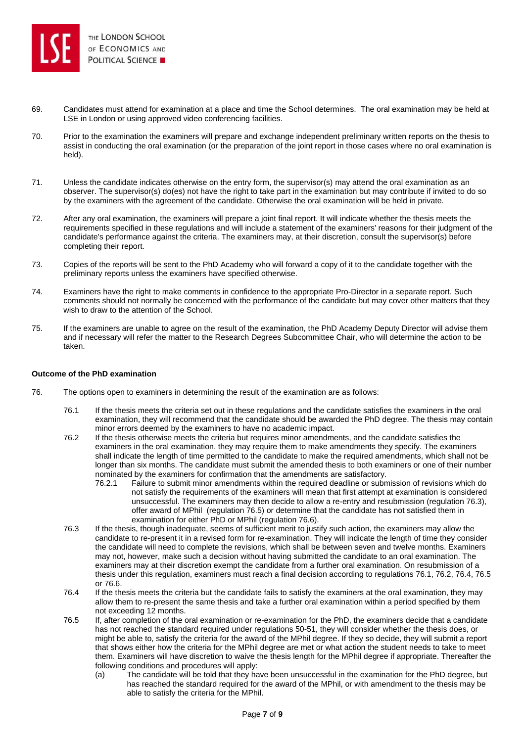69. Candidates must attend for examination at a place and time the School determines. The oral examination may be held at LSE in London or using approved video conferencing facilities.

70. Prior to the examination the examiners will prepare and exchange independent preliminary written reports on the thesis to assist in conducting the oral examination (or the preparation of the joint report in those cases where no oral examination is held).

71. Unless the candidate indicates otherwise on the entry form, the supervisor(s) may attend the oral examination as an observer. The supervisor(s) do(es) not have the right to take part in the examination but may contribute if invited to do so by the examiners with the agreement of the candidate. Otherwise the oral examination will be held in private.

72. After any oral examination, the examiners will prepare a joint final report. It will indicate whether the thesis meets the requirements specified in these regulations and will include a statement of the examiners' reasons for their judgment of the candidate's performance against the criteria. The examiners may, at their discretion, consult the supervisor(s) before completing their report.

73. Copies of the reports will be sent to the PhD Academy who will forward a copy of it to the candidate together with the preliminary reports unless the examiners have specified otherwise.

74. Examiners have the right to make comments in confidence to the appropriate Pro-Director in a separate report. Such comments should not normally be concerned with the performance of the candidate but may cover other matters that they wish to draw to the attention of the School.

75. If the examiners are unable to agree on the result of the examination, the PhD Academy Deputy Director will advise them and if necessary will refer the matter to the Research Degrees Subcommittee Chair, who will determine the action to be taken.

**Outcome of the PhD examination**

76. The options open to examiners in determining the result of the examination are as follows:

 76.1 If the thesis meets the criteria set out in these regulations and the candidate satisfies the examiners in the oral examination, they will recommend that the candidate should be awarded the PhD degree. The thesis may contain minor errors deemed by the examiners to have no academic impact.

 76.2 If the thesis otherwise meets the criteria but requires minor amendments, and the candidate satisfies the examiners in the oral examination, they may require them to make amendments they specify. The examiners shall indicate the length of time permitted to the candidate to make the required amendments, which shall not be longer than six months. The candidate must submit the amended thesis to both examiners or one of their number nominated by the examiners for confirmation that the amendments are satisfactory.

 76.2.1 Failure to submit minor amendments within the required deadline or submission of revisions which do not satisfy the requirements of the examiners will mean that first attempt at examination is considered unsuccessful. The examiners may then decide to allow a re-entry and resubmission (regulation 76.3), offer award of MPhil (regulation 76.5) or determine that the candidate has not satisfied them in examination for either PhD or MPhil (regulation 76.6).

 76.3 If the thesis, though inadequate, seems of sufficient merit to justify such action, the examiners may allow the candidate to re-present it in a revised form for re-examination. They will indicate the length of time they consider the candidate will need to complete the revisions, which shall be between seven and twelve months. Examiners may not, however, make such a decision without having submitted the candidate to an oral examination. The examiners may at their discretion exempt the candidate from a further oral examination. On resubmission of a thesis under this regulation, examiners must reach a final decision according to regulations 76.1, 76.2, 76.4, 76.5 or 76.6.

 76.4 If the thesis meets the criteria but the candidate fails to satisfy the examiners at the oral examination, they may allow them to re-present the same thesis and take a further oral examination within a period specified by them not exceeding 12 months.

 76.5 If, after completion of the oral examination or re-examination for the PhD, the examiners decide that a candidate has not reached the standard required under regulations 50-51, they will consider whether the thesis does, or might be able to, satisfy the criteria for the award of the MPhil degree. If they so decide, they will submit a report that shows either how the criteria for the MPhil degree are met or what action the student needs to take to meet them. Examiners will have discretion to waive the thesis length for the MPhil degree if appropriate. Thereafter the following conditions and procedures will apply:

 (a) The candidate will be told that they have been unsuccessful in the examination for the PhD degree, but has reached the standard required for the award of the MPhil, or with amendment to the thesis may be able to satisfy the criteria for the MPhil.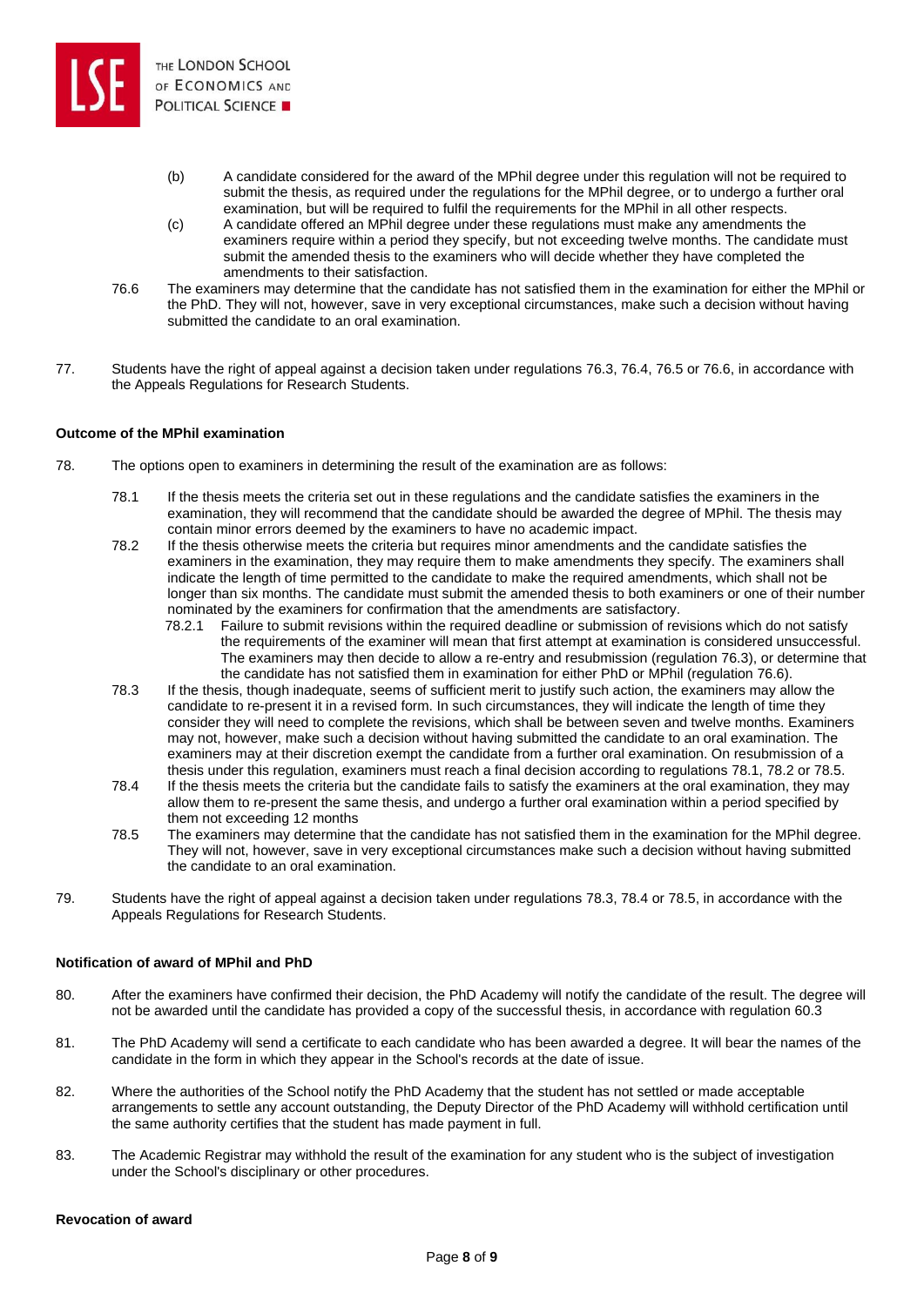(b) A candidate considered for the award of the MPhil degree under this regulation will not be required to submit the thesis, as required under the regulations for the MPhil degree, or to undergo a further oral examination, but will be required to fulfil the requirements for the MPhil in all other respects.

(c) A candidate offered an MPhil degree under these regulations must make any amendments the examiners require within a period they specify, but not exceeding twelve months. The candidate must submit the amended thesis to the examiners who will decide whether they have completed the amendments to their satisfaction.

76.6 The examiners may determine that the candidate has not satisfied them in the examination for either the MPhil or the PhD. They will not, however, save in very exceptional circumstances, make such a decision without having submitted the candidate to an oral examination.

77. Students have the right of appeal against a decision taken under regulations 76.3, 76.4, 76.5 or 76.6, in accordance with the Appeals Regulations for Research Students.

**Outcome of the MPhil examination**

78. The options open to examiners in determining the result of the examination are as follows:

78.1 If the thesis meets the criteria set out in these regulations and the candidate satisfies the examiners in the examination, they will recommend that the candidate should be awarded the degree of MPhil. The thesis may contain minor errors deemed by the examiners to have no academic impact.

78.2 If the thesis otherwise meets the criteria but requires minor amendments and the candidate satisfies the examiners in the examination, they may require them to make amendments they specify. The examiners shall indicate the length of time permitted to the candidate to make the required amendments, which shall not be longer than six months. The candidate must submit the amended thesis to both examiners or one of their number nominated by the examiners for confirmation that the amendments are satisfactory.

78.2.1 Failure to submit revisions within the required deadline or submission of revisions which do not satisfy the requirements of the examiner will mean that first attempt at examination is considered unsuccessful. The examiners may then decide to allow a re-entry and resubmission (regulation 76.3), or determine that the candidate has not satisfied them in examination for either PhD or MPhil (regulation 76.6).

78.3 If the thesis, though inadequate, seems of sufficient merit to justify such action, the examiners may allow the candidate to re-present it in a revised form. In such circumstances, they will indicate the length of time they consider they will need to complete the revisions, which shall be between seven and twelve months. Examiners may not, however, make such a decision without having submitted the candidate to an oral examination. The examiners may at their discretion exempt the candidate from a further oral examination. On resubmission of a thesis under this regulation, examiners must reach a final decision according to regulations 78.1, 78.2 or 78.5.

78.4 If the thesis meets the criteria but the candidate fails to satisfy the examiners at the oral examination, they may allow them to re-present the same thesis, and undergo a further oral examination within a period specified by them not exceeding 12 months

78.5 The examiners may determine that the candidate has not satisfied them in the examination for the MPhil degree. They will not, however, save in very exceptional circumstances make such a decision without having submitted the candidate to an oral examination.

79. Students have the right of appeal against a decision taken under regulations 78.3, 78.4 or 78.5, in accordance with the Appeals Regulations for Research Students.

**Notification of award of MPhil and PhD**

80. After the examiners have confirmed their decision, the PhD Academy will notify the candidate of the result. The degree will not be awarded until the candidate has provided a copy of the successful thesis, in accordance with regulation 60.3

81. The PhD Academy will send a certificate to each candidate who has been awarded a degree. It will bear the names of the candidate in the form in which they appear in the School's records at the date of issue.

82. Where the authorities of the School notify the PhD Academy that the student has not settled or made acceptable arrangements to settle any account outstanding, the Deputy Director of the PhD Academy will withhold certification until the same authority certifies that the student has made payment in full.

83. The Academic Registrar may withhold the result of the examination for any student who is the subject of investigation under the School's disciplinary or other procedures.

**Revocation of award**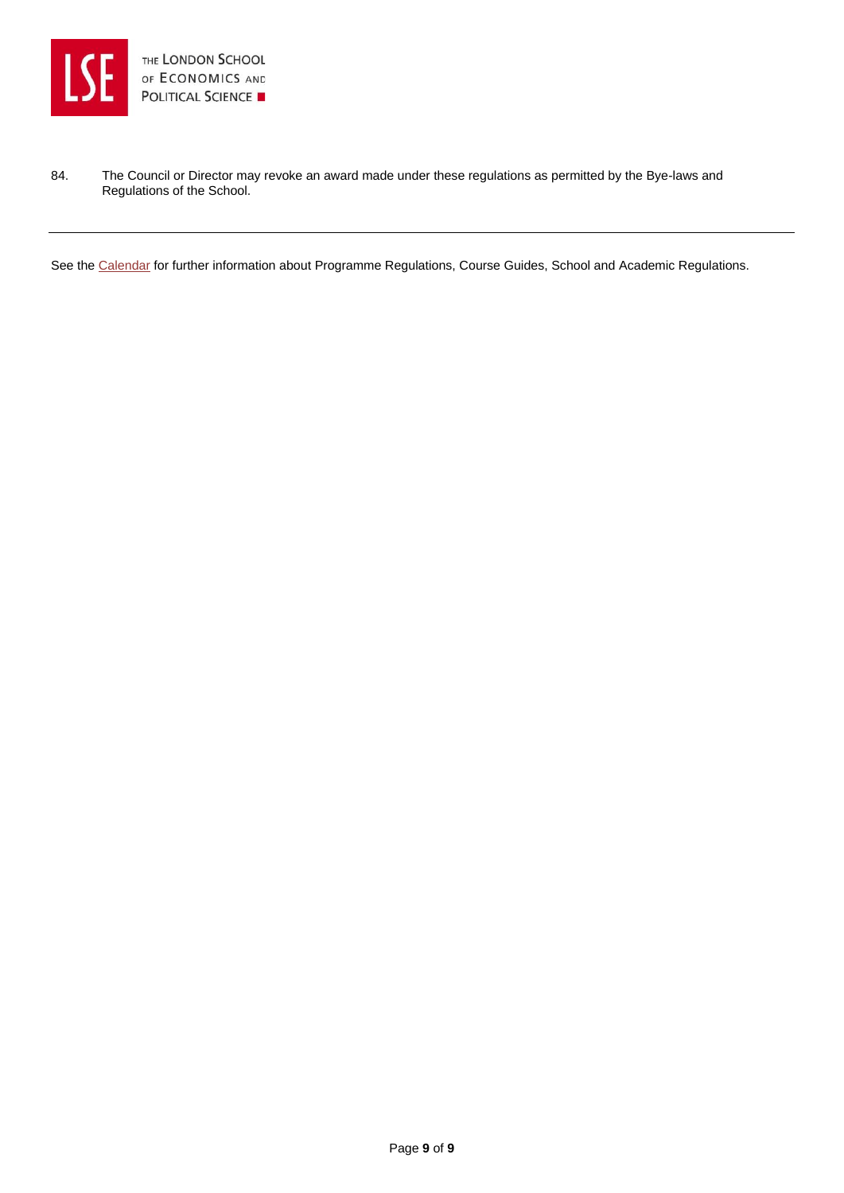84. The Council or Director may revoke an award made under these regulations as permitted by the Bye-laws and Regulations of the School.

---

See the Calendar for further information about Programme Regulations, Course Guides, School and Academic Regulations.